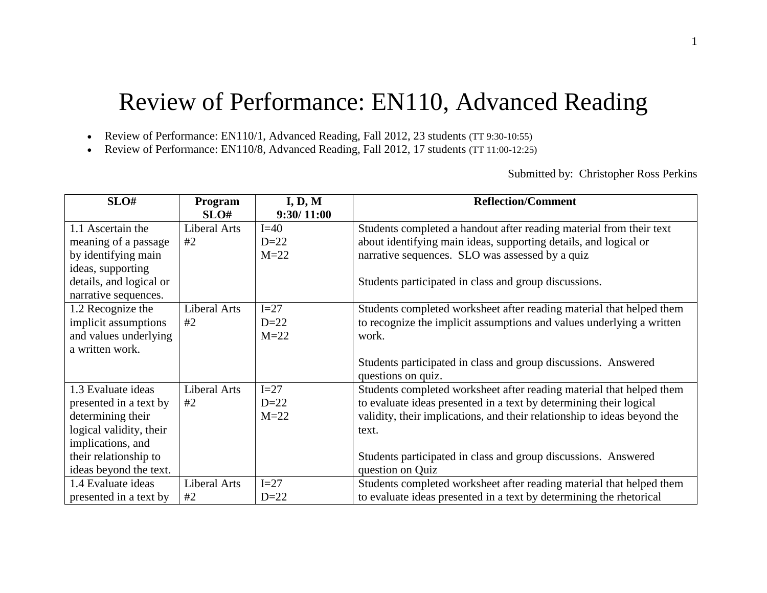# Review of Performance: EN110, Advanced Reading

- Review of Performance: EN110/1, Advanced Reading, Fall 2012, 23 students (TT 9:30-10:55)
- Review of Performance: EN110/8, Advanced Reading, Fall 2012, 17 students (TT 11:00-12:25)

Submitted by: Christopher Ross Perkins

| SLO# | Program SLO# | I, D, M 9:30/ 11:00 | Reflection/Comment |
|---|---|---|---|
| 1.1 Ascertain the meaning of a passage by identifying main ideas, supporting details, and logical or narrative sequences. | Liberal Arts #2 | I=40<br>D=22<br>M=22 | Students completed a handout after reading material from their text about identifying main ideas, supporting details, and logical or narrative sequences. SLO was assessed by a quiz<br><br>Students participated in class and group discussions. |
| 1.2 Recognize the implicit assumptions and values underlying a written work. | Liberal Arts #2 | I=27<br>D=22<br>M=22 | Students completed worksheet after reading material that helped them to recognize the implicit assumptions and values underlying a written work.<br><br>Students participated in class and group discussions. Answered questions on quiz. |
| 1.3 Evaluate ideas presented in a text by determining their logical validity, their implications, and their relationship to ideas beyond the text. | Liberal Arts #2 | I=27<br>D=22<br>M=22 | Students completed worksheet after reading material that helped them to evaluate ideas presented in a text by determining their logical validity, their implications, and their relationship to ideas beyond the text.<br><br>Students participated in class and group discussions. Answered question on Quiz |
| 1.4 Evaluate ideas presented in a text by | Liberal Arts #2 | I=27<br>D=22 | Students completed worksheet after reading material that helped them to evaluate ideas presented in a text by determining the rhetorical |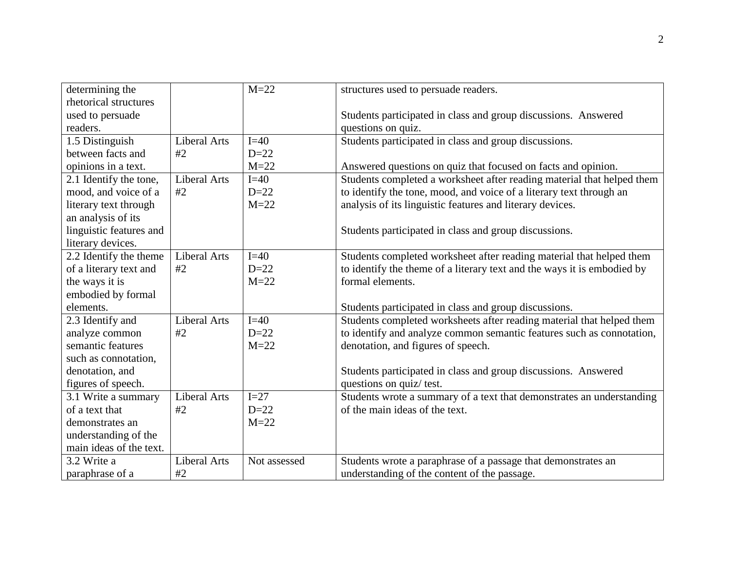| | | | |
|---|---|---|---|
| determining the rhetorical structures used to persuade readers. | | M=22 | structures used to persuade readers.<br><br>Students participated in class and group discussions. Answered questions on quiz. |
| 1.5 Distinguish between facts and opinions in a text. | Liberal Arts #2 | I=40<br>D=22<br>M=22 | Students participated in class and group discussions.<br><br>Answered questions on quiz that focused on facts and opinion. |
| 2.1 Identify the tone, mood, and voice of a literary text through an analysis of its linguistic features and literary devices. | Liberal Arts #2 | I=40<br>D=22<br>M=22 | Students completed a worksheet after reading material that helped them to identify the tone, mood, and voice of a literary text through an analysis of its linguistic features and literary devices.<br><br>Students participated in class and group discussions. |
| 2.2 Identify the theme of a literary text and the ways it is embodied by formal elements. | Liberal Arts #2 | I=40<br>D=22<br>M=22 | Students completed worksheet after reading material that helped them to identify the theme of a literary text and the ways it is embodied by formal elements.<br><br>Students participated in class and group discussions. |
| 2.3 Identify and analyze common semantic features such as connotation, denotation, and figures of speech. | Liberal Arts #2 | I=40<br>D=22<br>M=22 | Students completed worksheets after reading material that helped them to identify and analyze common semantic features such as connotation, denotation, and figures of speech.<br><br>Students participated in class and group discussions. Answered questions on quiz/ test. |
| 3.1 Write a summary of a text that demonstrates an understanding of the main ideas of the text. | Liberal Arts #2 | I=27<br>D=22<br>M=22 | Students wrote a summary of a text that demonstrates an understanding of the main ideas of the text. |
| 3.2 Write a paraphrase of a | Liberal Arts #2 | Not assessed | Students wrote a paraphrase of a passage that demonstrates an understanding of the content of the passage. |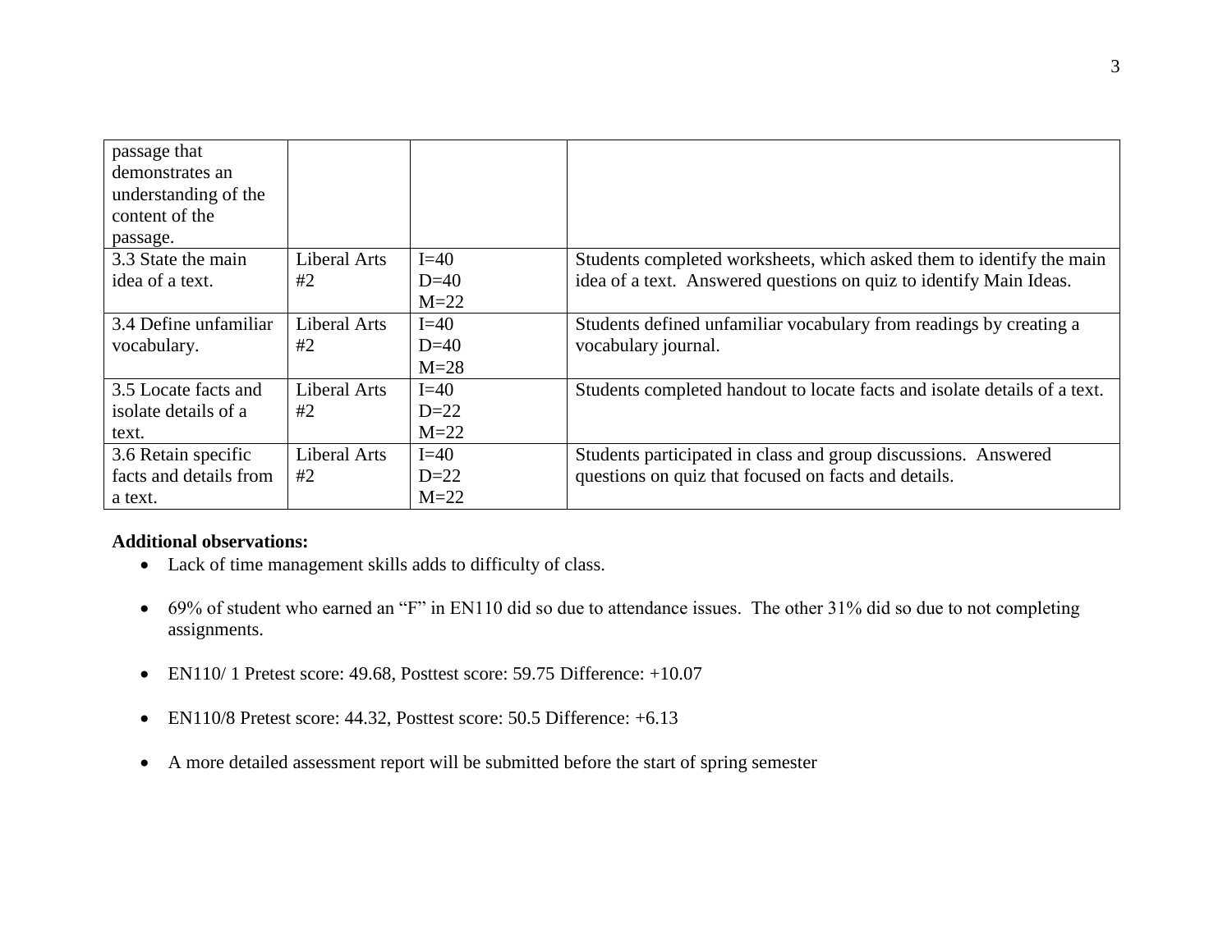| | | | |
|---|---|---|---|
| passage that demonstrates an understanding of the content of the passage. | | | |
| 3.3 State the main idea of a text. | Liberal Arts #2 | I=40<br>D=40<br>M=22 | Students completed worksheets, which asked them to identify the main idea of a text. Answered questions on quiz to identify Main Ideas. |
| 3.4 Define unfamiliar vocabulary. | Liberal Arts #2 | I=40<br>D=40<br>M=28 | Students defined unfamiliar vocabulary from readings by creating a vocabulary journal. |
| 3.5 Locate facts and isolate details of a text. | Liberal Arts #2 | I=40<br>D=22<br>M=22 | Students completed handout to locate facts and isolate details of a text. |
| 3.6 Retain specific facts and details from a text. | Liberal Arts #2 | I=40<br>D=22<br>M=22 | Students participated in class and group discussions. Answered questions on quiz that focused on facts and details. |

**Additional observations:**

- Lack of time management skills adds to difficulty of class.
- 69% of student who earned an "F" in EN110 did so due to attendance issues. The other 31% did so due to not completing assignments.
- EN110/ 1 Pretest score: 49.68, Posttest score: 59.75 Difference: +10.07
- EN110/8 Pretest score: 44.32, Posttest score: 50.5 Difference: +6.13
- A more detailed assessment report will be submitted before the start of spring semester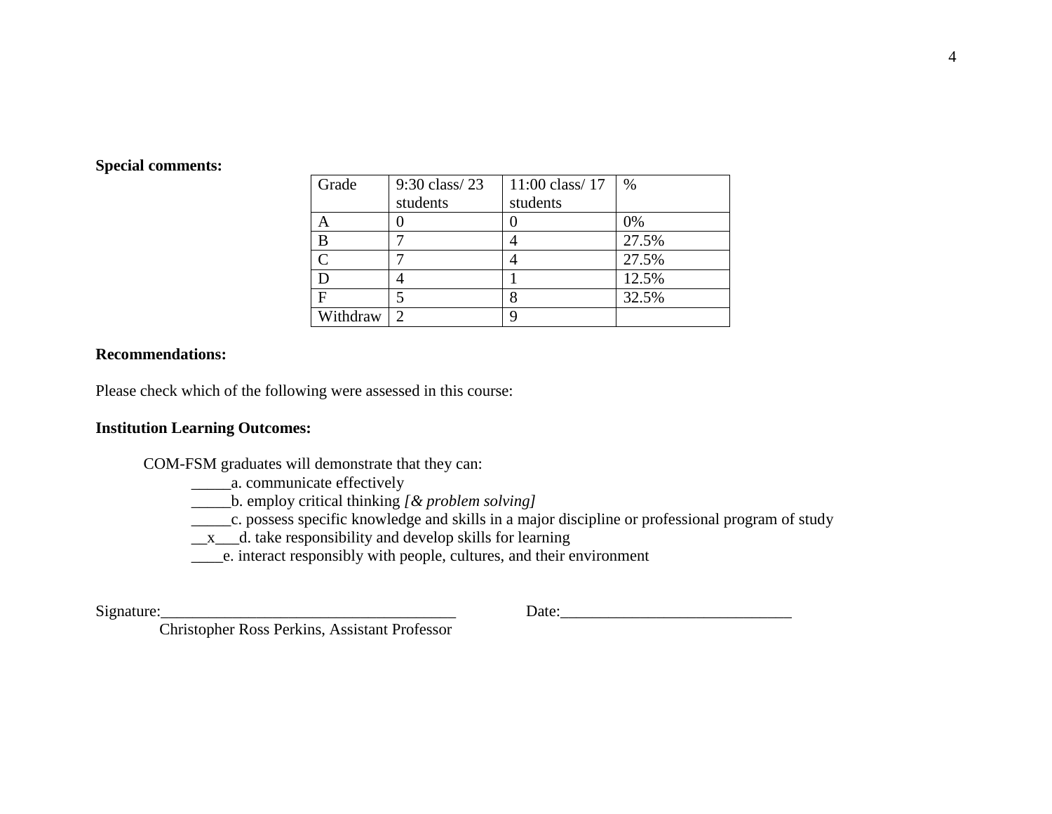**Special comments:**

| Grade | 9:30 class/ 23 students | 11:00 class/ 17 students | % |
|---|---|---|---|
| A | 0 | 0 | 0% |
| B | 7 | 4 | 27.5% |
| C | 7 | 4 | 27.5% |
| D | 4 | 1 | 12.5% |
| F | 5 | 8 | 32.5% |
| Withdraw | 2 | 9 | |

**Recommendations:**

Please check which of the following were assessed in this course:

**Institution Learning Outcomes:**

COM-FSM graduates will demonstrate that they can:

_____a. communicate effectively
_____b. employ critical thinking *[& problem solving]*
_____c. possess specific knowledge and skills in a major discipline or professional program of study
__x___d. take responsibility and develop skills for learning
____e. interact responsibly with people, cultures, and their environment

Signature:_____________________________________ Date:_____________________________
Christopher Ross Perkins, Assistant Professor